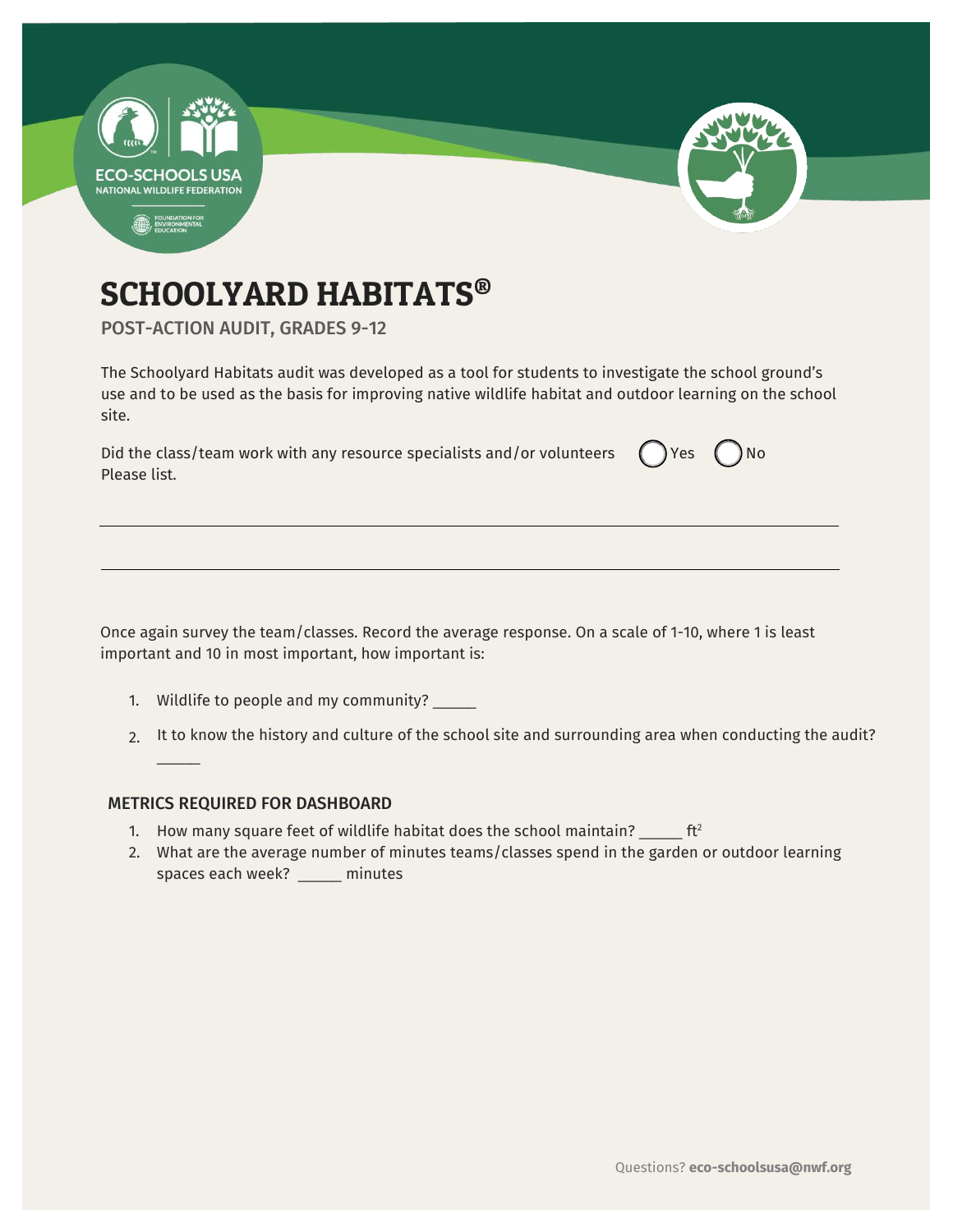ECO-SCHOOLS USA
NATIONAL WILDLIFE FEDERATION
FOUNDATION FOR ENVIRONMENTAL EDUCATION

# SCHOOLYARD HABITATS®

## POST-ACTION AUDIT, GRADES 9-12

The Schoolyard Habitats audit was developed as a tool for students to investigate the school ground's use and to be used as the basis for improving native wildlife habitat and outdoor learning on the school site.

Did the class/team work with any resource specialists and/or volunteers ◯ Yes ◯ No
Please list.

\_\_\_\_\_\_\_\_\_\_\_\_\_\_\_\_\_\_\_\_\_\_\_\_\_\_\_\_\_\_\_\_\_\_\_\_\_\_\_\_\_\_\_\_\_\_\_\_\_\_\_\_\_\_\_\_\_\_

\_\_\_\_\_\_\_\_\_\_\_\_\_\_\_\_\_\_\_\_\_\_\_\_\_\_\_\_\_\_\_\_\_\_\_\_\_\_\_\_\_\_\_\_\_\_\_\_\_\_\_\_\_\_\_\_\_\_

Once again survey the team/classes. Record the average response. On a scale of 1-10, where 1 is least important and 10 in most important, how important is:

1. Wildlife to people and my community? \_\_\_\_\_
2. It to know the history and culture of the school site and surrounding area when conducting the audit? \_\_\_\_\_

### METRICS REQUIRED FOR DASHBOARD

1. How many square feet of wildlife habitat does the school maintain? \_\_\_\_\_ $ft^2$
2. What are the average number of minutes teams/classes spend in the garden or outdoor learning spaces each week? \_\_\_\_\_ minutes

Questions? **eco-schoolsusa@nwf.org**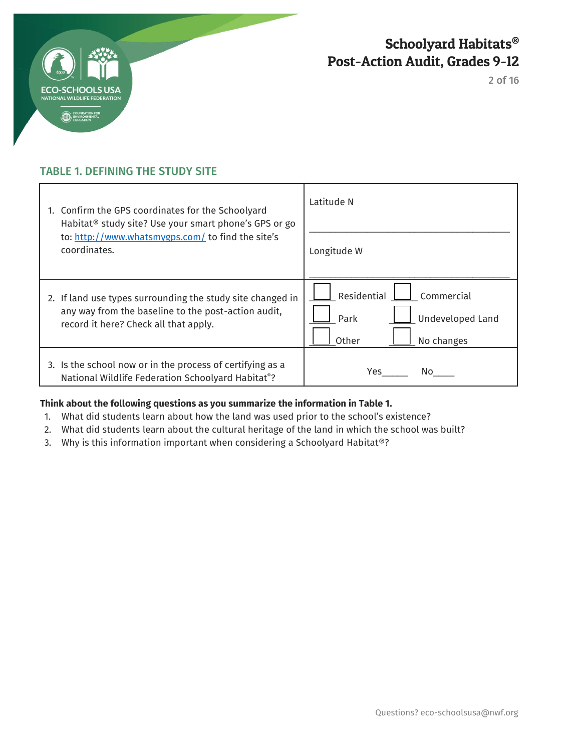## TABLE 1. DEFINING THE STUDY SITE

| | |
|---|---|
| 1. Confirm the GPS coordinates for the Schoolyard Habitat® study site? Use your smart phone's GPS or go to: [http://www.whatsmygps.com/](http://www.whatsmygps.com/) to find the site's coordinates. | Latitude N ________________________________________ Longitude W ________________________________________ |
| 2. If land use types surrounding the study site changed in any way from the baseline to the post-action audit, record it here? Check all that apply. | ☐ Residential ☐ Commercial ☐ Park ☐ Undeveloped Land ☐ Other ☐ No changes |
| 3. Is the school now or in the process of certifying as a National Wildlife Federation Schoolyard Habitat®? | Yes_____ No____ |

**Think about the following questions as you summarize the information in Table 1.**

1. What did students learn about how the land was used prior to the school's existence?
2. What did students learn about the cultural heritage of the land in which the school was built?
3. Why is this information important when considering a Schoolyard Habitat®?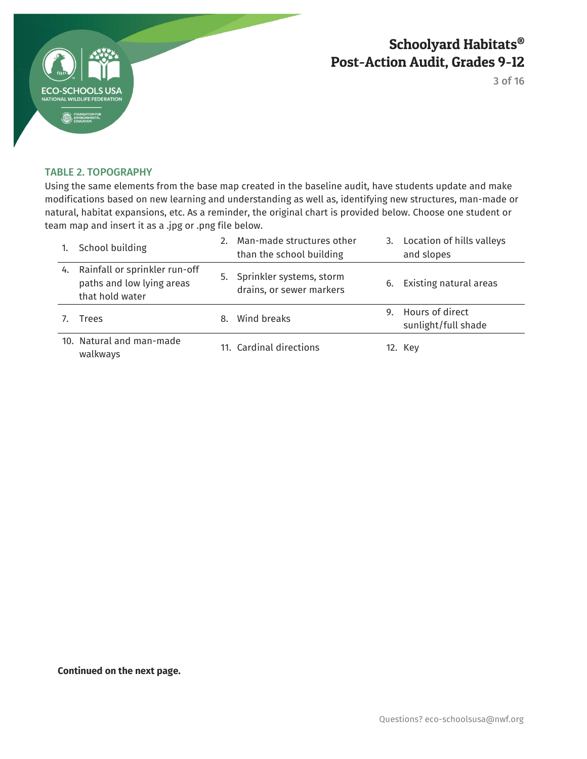## TABLE 2. TOPOGRAPHY

Using the same elements from the base map created in the baseline audit, have students update and make modifications based on new learning and understanding as well as, identifying new structures, man-made or natural, habitat expansions, etc. As a reminder, the original chart is provided below. Choose one student or team map and insert it as a .jpg or .png file below.

| | | |
|---|---|---|
| 1. School building | 2. Man-made structures other than the school building | 3. Location of hills valleys and slopes |
| 4. Rainfall or sprinkler run-off paths and low lying areas that hold water | 5. Sprinkler systems, storm drains, or sewer markers | 6. Existing natural areas |
| 7. Trees | 8. Wind breaks | 9. Hours of direct sunlight/full shade |
| 10. Natural and man-made walkways | 11. Cardinal directions | 12. Key |

**Continued on the next page.**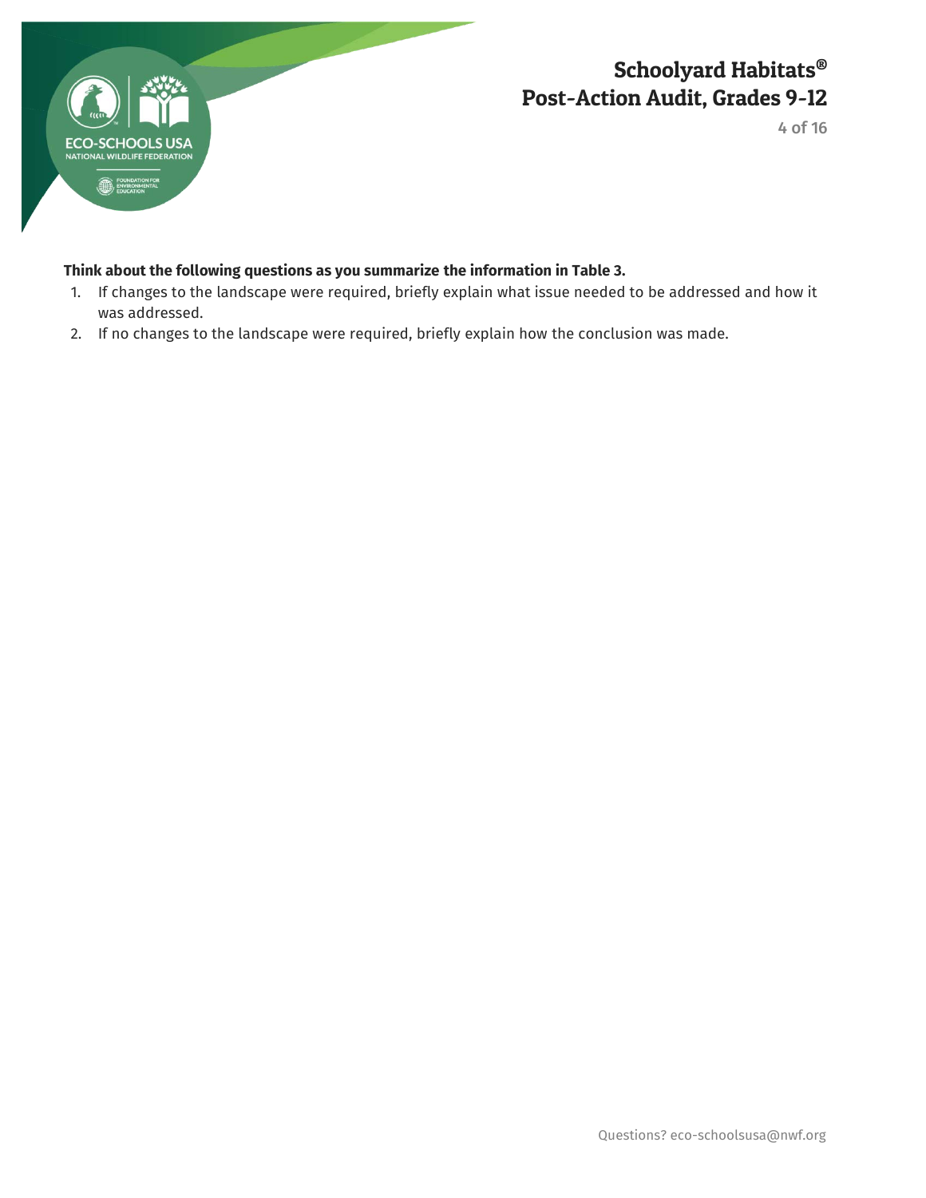**Think about the following questions as you summarize the information in Table 3.**

1. If changes to the landscape were required, briefly explain what issue needed to be addressed and how it was addressed.
2. If no changes to the landscape were required, briefly explain how the conclusion was made.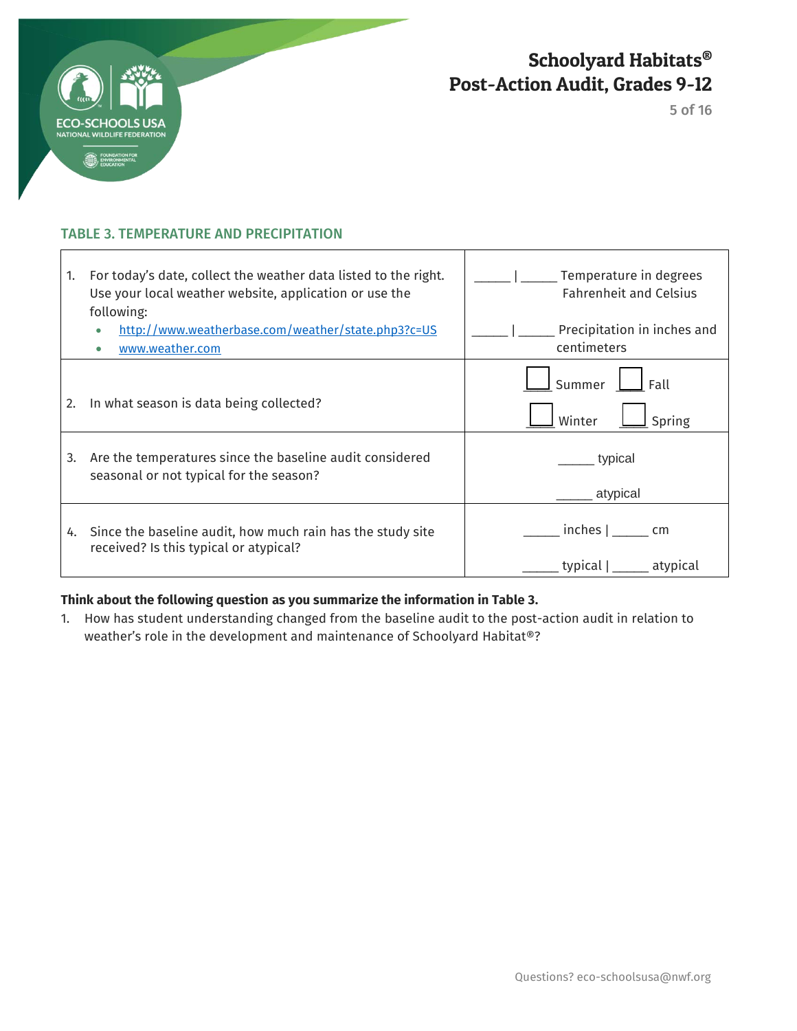## TABLE 3. TEMPERATURE AND PRECIPITATION

| | |
|---|---|
| 1. For today's date, collect the weather data listed to the right. Use your local weather website, application or use the following:<br>• http://www.weatherbase.com/weather/state.php3?c=US<br>• www.weather.com | _____ \| _____ Temperature in degrees Fahrenheit and Celsius<br><br>_____ \| _____ Precipitation in inches and centimeters |
| 2. In what season is data being collected? | ☐ Summer ☐ Fall<br>☐ Winter ☐ Spring |
| 3. Are the temperatures since the baseline audit considered seasonal or not typical for the season? | _____ typical<br><br>_____ atypical |
| 4. Since the baseline audit, how much rain has the study site received? Is this typical or atypical? | _____ inches \| _____ cm<br><br>_____ typical \| _____ atypical |

**Think about the following question as you summarize the information in Table 3.**

1. How has student understanding changed from the baseline audit to the post-action audit in relation to weather's role in the development and maintenance of Schoolyard Habitat®?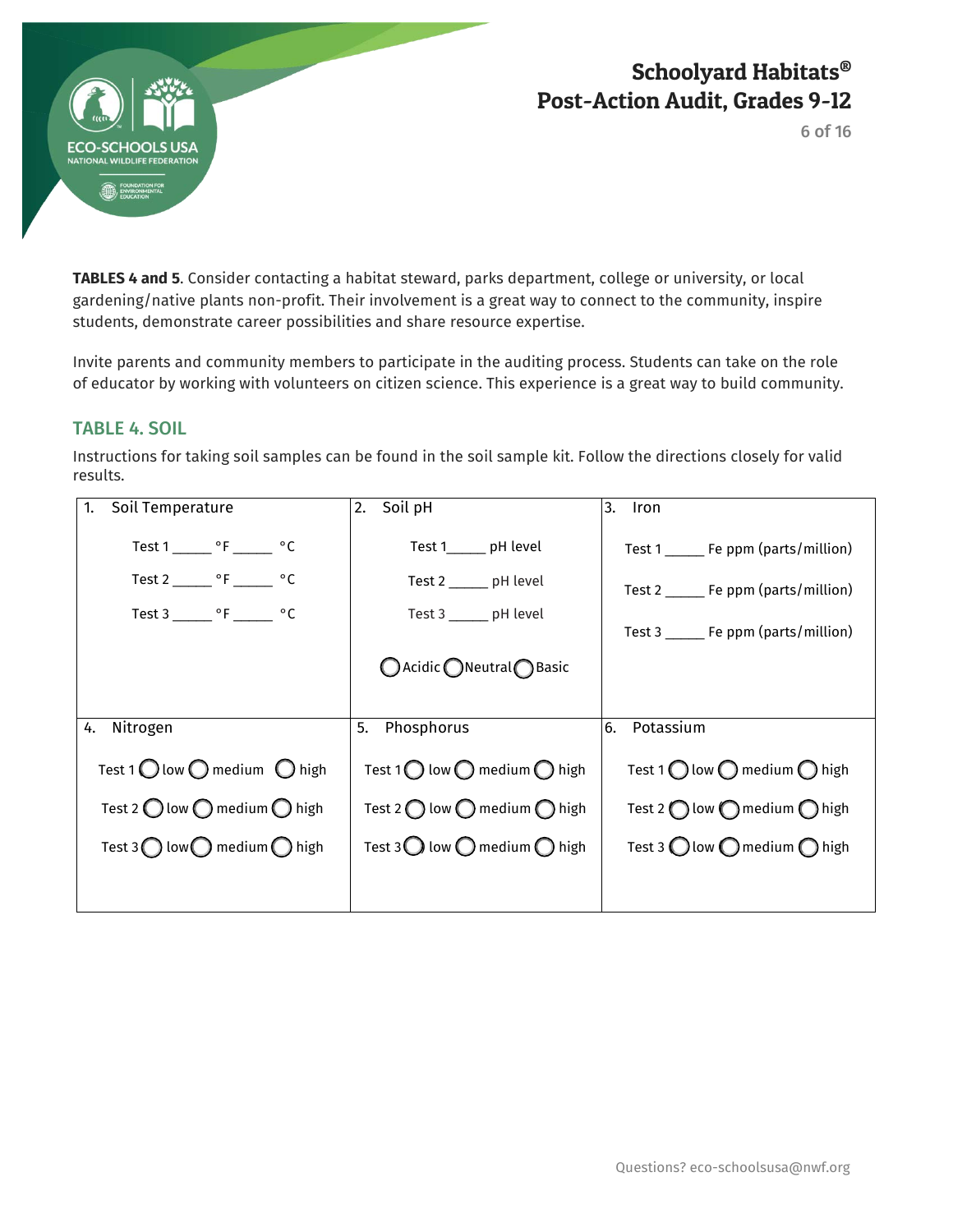**TABLES 4 and 5**. Consider contacting a habitat steward, parks department, college or university, or local gardening/native plants non-profit. Their involvement is a great way to connect to the community, inspire students, demonstrate career possibilities and share resource expertise.

Invite parents and community members to participate in the auditing process. Students can take on the role of educator by working with volunteers on citizen science. This experience is a great way to build community.

## TABLE 4. SOIL

Instructions for taking soil samples can be found in the soil sample kit. Follow the directions closely for valid results.

| 1. Soil Temperature | 2. Soil pH | 3. Iron |
|---|---|---|
| Test 1 _____ °F _____ °C<br>Test 2 _____ °F _____ °C<br>Test 3 _____ °F _____ °C | Test 1_____ pH level<br>Test 2 _____ pH level<br>Test 3 _____ pH level<br>◯ Acidic ◯ Neutral ◯ Basic | Test 1 _____ Fe ppm (parts/million)<br>Test 2 _____ Fe ppm (parts/million)<br>Test 3 _____ Fe ppm (parts/million) |
| **4. Nitrogen** | **5. Phosphorus** | **6. Potassium** |
| Test 1 ◯ low ◯ medium ◯ high<br>Test 2 ◯ low ◯ medium ◯ high<br>Test 3 ◯ low ◯ medium ◯ high | Test 1 ◯ low ◯ medium ◯ high<br>Test 2 ◯ low ◯ medium ◯ high<br>Test 3 ◯ low ◯ medium ◯ high | Test 1 ◯ low ◯ medium ◯ high<br>Test 2 ◯ low ◯ medium ◯ high<br>Test 3 ◯ low ◯ medium ◯ high |

Questions? eco-schoolsusa@nwf.org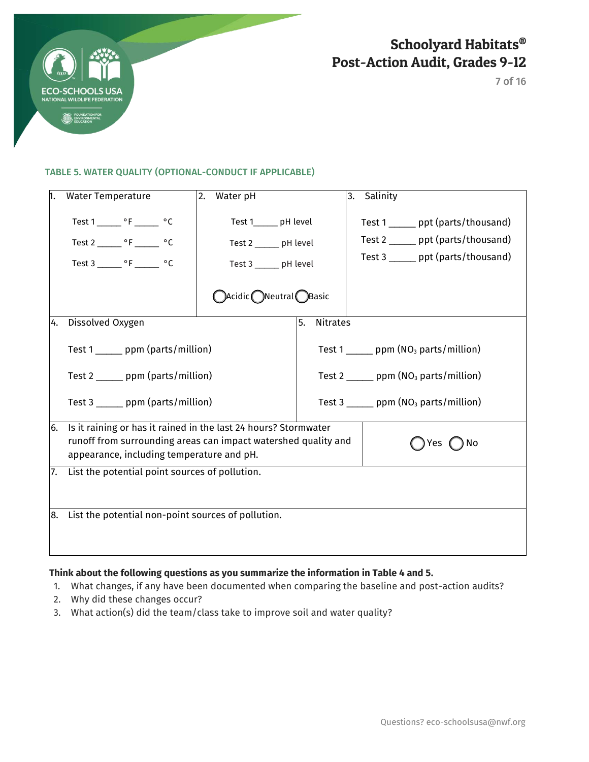### TABLE 5. WATER QUALITY (OPTIONAL-CONDUCT IF APPLICABLE)

| 1. Water Temperature | 2. Water pH | 3. Salinity |
|---|---|---|
| Test 1 _____ °F _____ °C<br>Test 2 _____ °F _____ °C<br>Test 3 _____ °F _____ °C | Test 1_____ pH level<br>Test 2 _____ pH level<br>Test 3 _____ pH level<br>◯Acidic ◯Neutral ◯Basic | Test 1 _____ ppt (parts/thousand)<br>Test 2 _____ ppt (parts/thousand)<br>Test 3 _____ ppt (parts/thousand) |

| 4. Dissolved Oxygen | 5. Nitrates |
|---|---|
| Test 1 _____ ppm (parts/million)<br>Test 2 _____ ppm (parts/million)<br>Test 3 _____ ppm (parts/million) | Test 1 _____ ppm ($NO_3$ parts/million)<br>Test 2 _____ ppm ($NO_3$ parts/million)<br>Test 3 _____ ppm ($NO_3$ parts/million) |

| 6. Is it raining or has it rained in the last 24 hours? Stormwater runoff from surrounding areas can impact watershed quality and appearance, including temperature and pH. | ◯Yes ◯No |
|---|---|
| 7. List the potential point sources of pollution. | |
| 8. List the potential non-point sources of pollution. | |

**Think about the following questions as you summarize the information in Table 4 and 5.**

1. What changes, if any have been documented when comparing the baseline and post-action audits?
2. Why did these changes occur?
3. What action(s) did the team/class take to improve soil and water quality?

Questions? eco-schoolsusa@nwf.org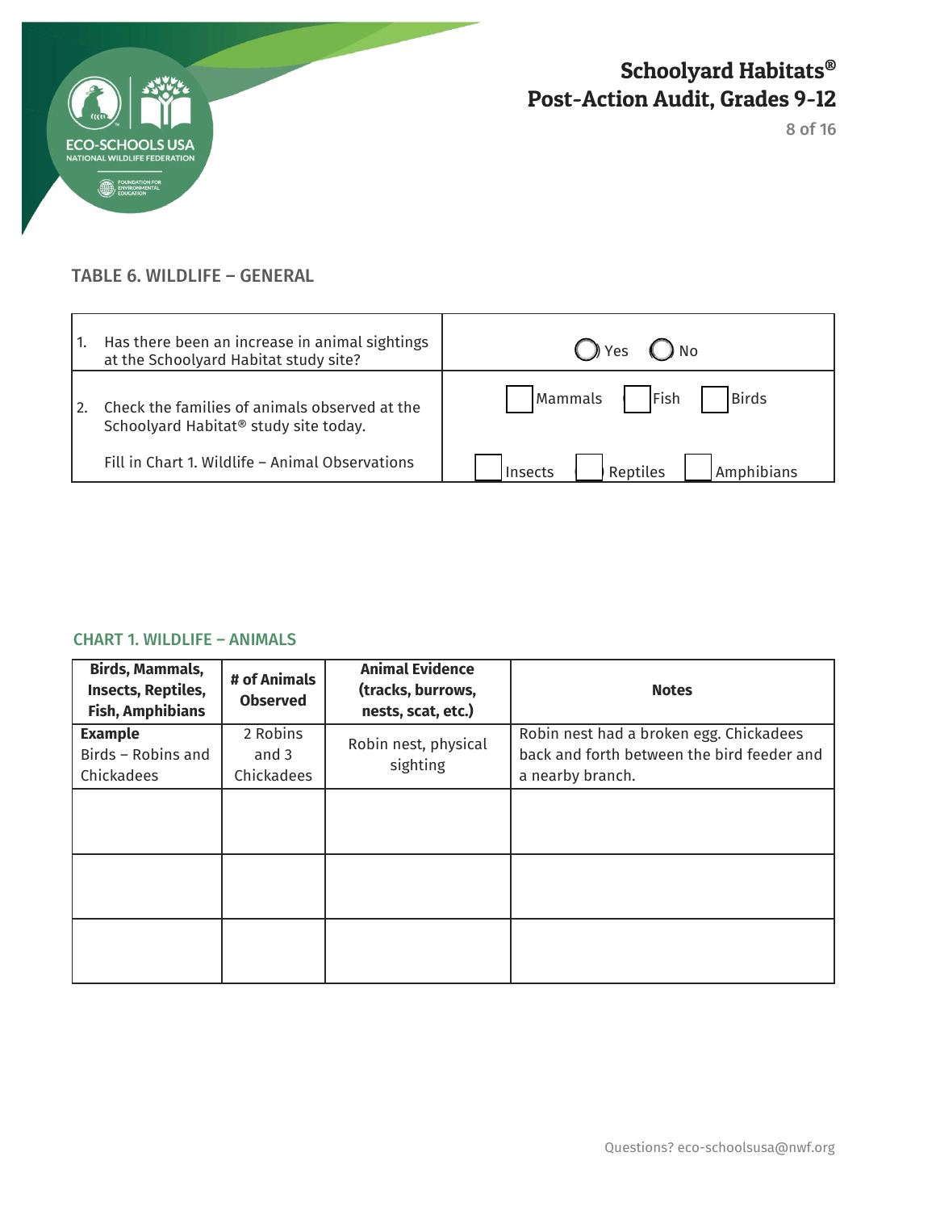## TABLE 6. WILDLIFE – GENERAL

| | |
|---|---|
| 1. Has there been an increase in animal sightings at the Schoolyard Habitat study site? | ◯ Yes ◯ No |
| 2. Check the families of animals observed at the Schoolyard Habitat® study site today.<br><br>Fill in Chart 1. Wildlife – Animal Observations | ☐ Mammals ☐ Fish ☐ Birds<br><br>☐ Insects ☐ Reptiles ☐ Amphibians |

## CHART 1. WILDLIFE – ANIMALS

| Birds, Mammals, Insects, Reptiles, Fish, Amphibians | # of Animals Observed | Animal Evidence (tracks, burrows, nests, scat, etc.) | Notes |
|---|---|---|---|
| **Example**<br>Birds – Robins and Chickadees | 2 Robins and 3 Chickadees | Robin nest, physical sighting | Robin nest had a broken egg. Chickadees back and forth between the bird feeder and a nearby branch. |
| | | | |
| | | | |
| | | | |

Questions? eco-schoolsusa@nwf.org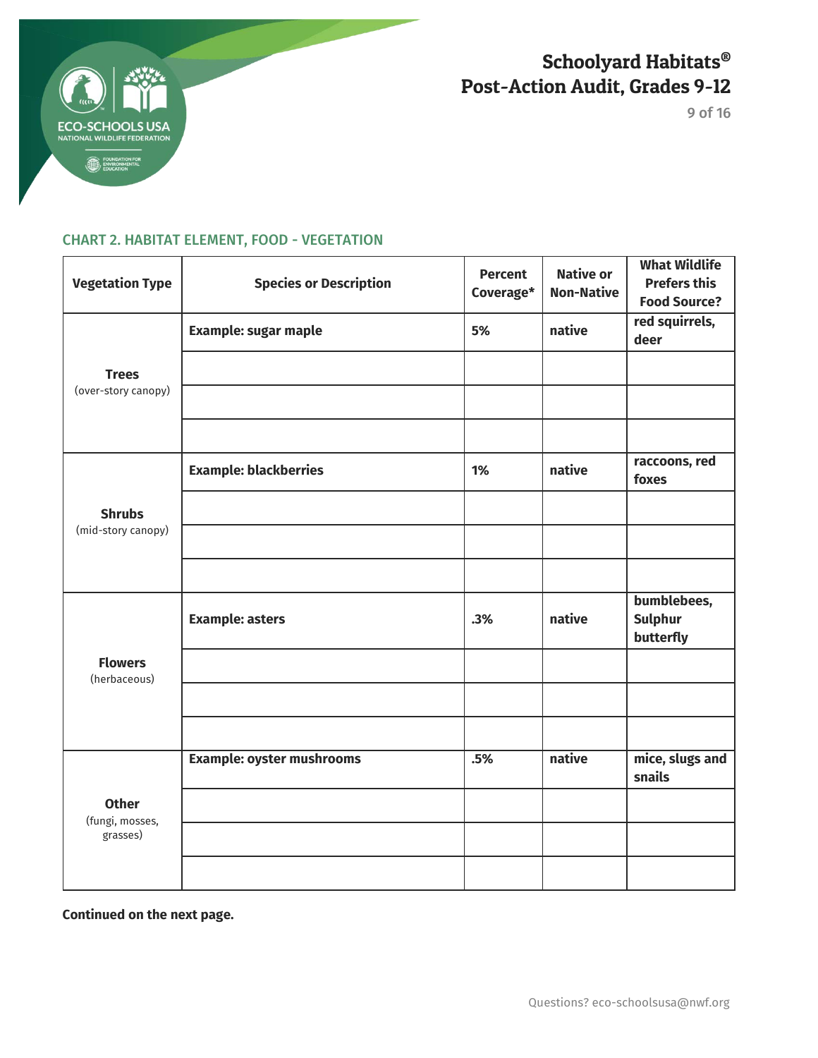## CHART 2. HABITAT ELEMENT, FOOD - VEGETATION

| Vegetation Type | Species or Description | Percent Coverage* | Native or Non-Native | What Wildlife Prefers this Food Source? |
|---|---|---|---|---|
| **Trees** (over-story canopy) | **Example: sugar maple** | **5%** | **native** | **red squirrels, deer** |
| | | | | |
| | | | | |
| | | | | |
| **Shrubs** (mid-story canopy) | **Example: blackberries** | **1%** | **native** | **raccoons, red foxes** |
| | | | | |
| | | | | |
| | | | | |
| **Flowers** (herbaceous) | **Example: asters** | **.3%** | **native** | **bumblebees, Sulphur butterfly** |
| | | | | |
| | | | | |
| | | | | |
| **Other** (fungi, mosses, grasses) | **Example: oyster mushrooms** | **.5%** | **native** | **mice, slugs and snails** |
| | | | | |
| | | | | |
| | | | | |

**Continued on the next page.**

Questions? eco-schoolsusa@nwf.org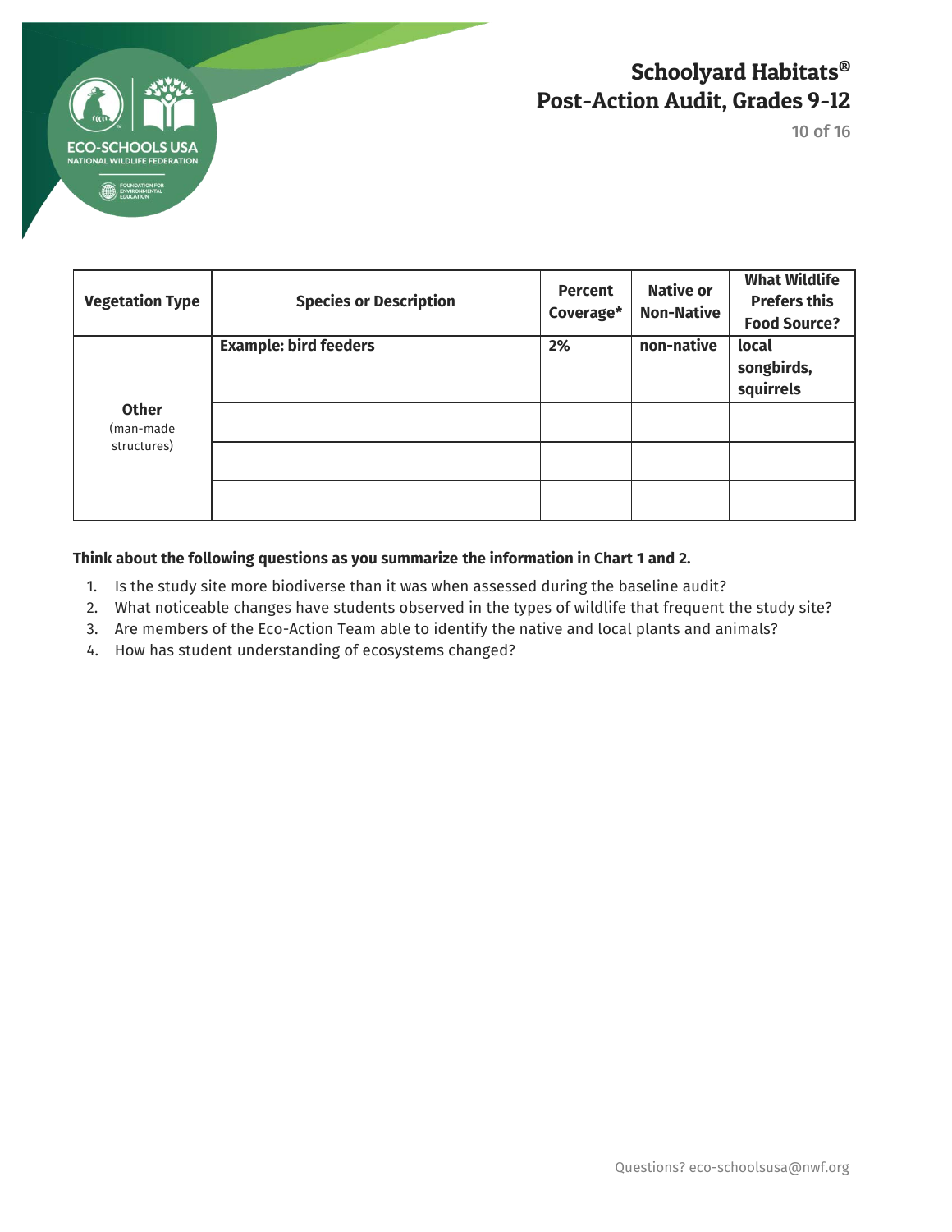| Vegetation Type | Species or Description | Percent Coverage* | Native or Non-Native | What Wildlife Prefers this Food Source? |
|---|---|---|---|---|
| **Other** (man-made structures) | **Example: bird feeders** | **2%** | **non-native** | **local songbirds, squirrels** |
| | | | | |
| | | | | |
| | | | | |

**Think about the following questions as you summarize the information in Chart 1 and 2.**

1. Is the study site more biodiverse than it was when assessed during the baseline audit?
2. What noticeable changes have students observed in the types of wildlife that frequent the study site?
3. Are members of the Eco-Action Team able to identify the native and local plants and animals?
4. How has student understanding of ecosystems changed?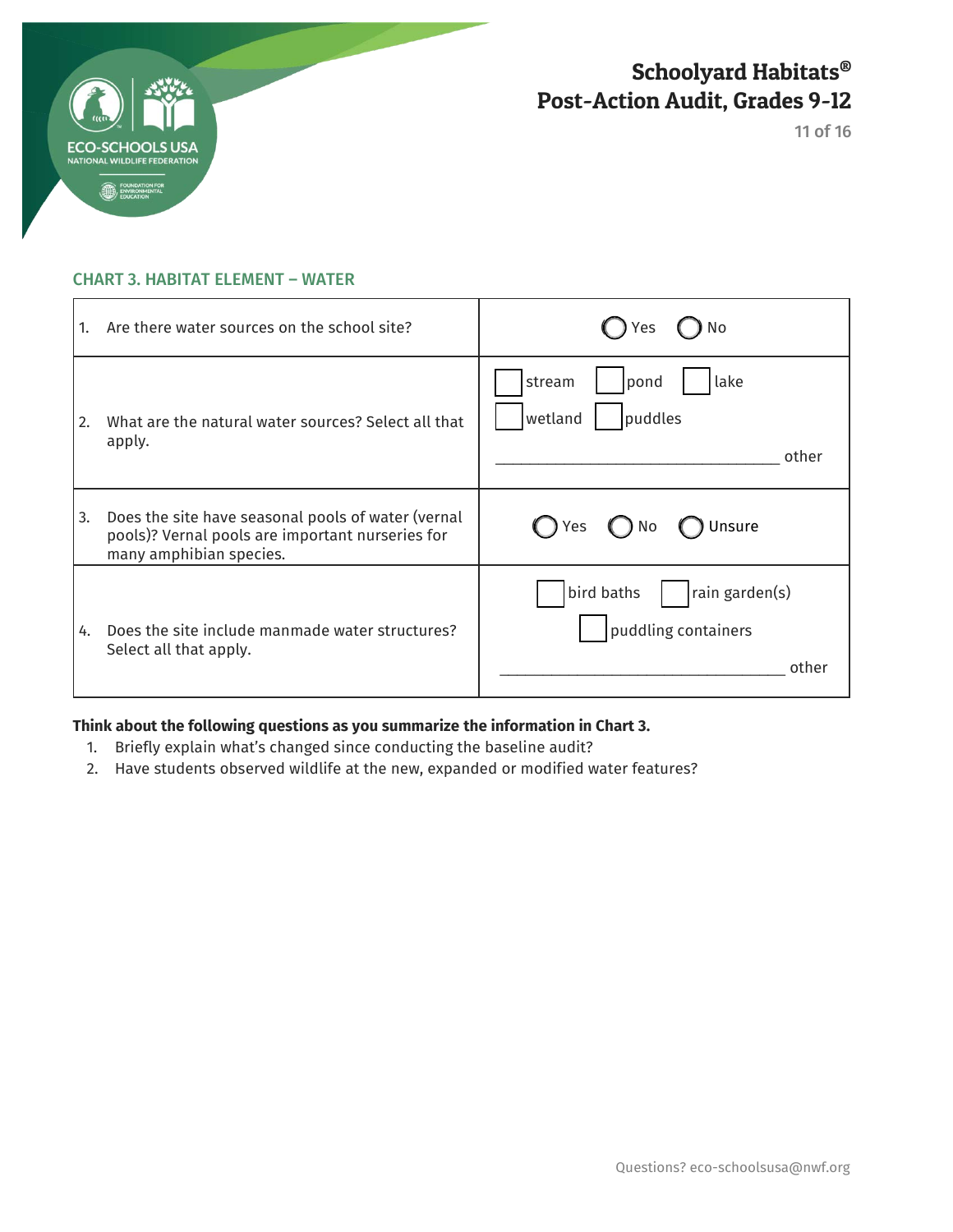## CHART 3. HABITAT ELEMENT – WATER

| Question | Response |
|---|---|
| 1. Are there water sources on the school site? | ◯ Yes ◯ No |
| 2. What are the natural water sources? Select all that apply. | ☐ stream ☐ pond ☐ lake ☐ wetland ☐ puddles ________________________________ other |
| 3. Does the site have seasonal pools of water (vernal pools)? Vernal pools are important nurseries for many amphibian species. | ◯ Yes ◯ No ◯ Unsure |
| 4. Does the site include manmade water structures? Select all that apply. | ☐ bird baths ☐ rain garden(s) ☐ puddling containers ________________________________ other |

**Think about the following questions as you summarize the information in Chart 3.**

1. Briefly explain what's changed since conducting the baseline audit?
2. Have students observed wildlife at the new, expanded or modified water features?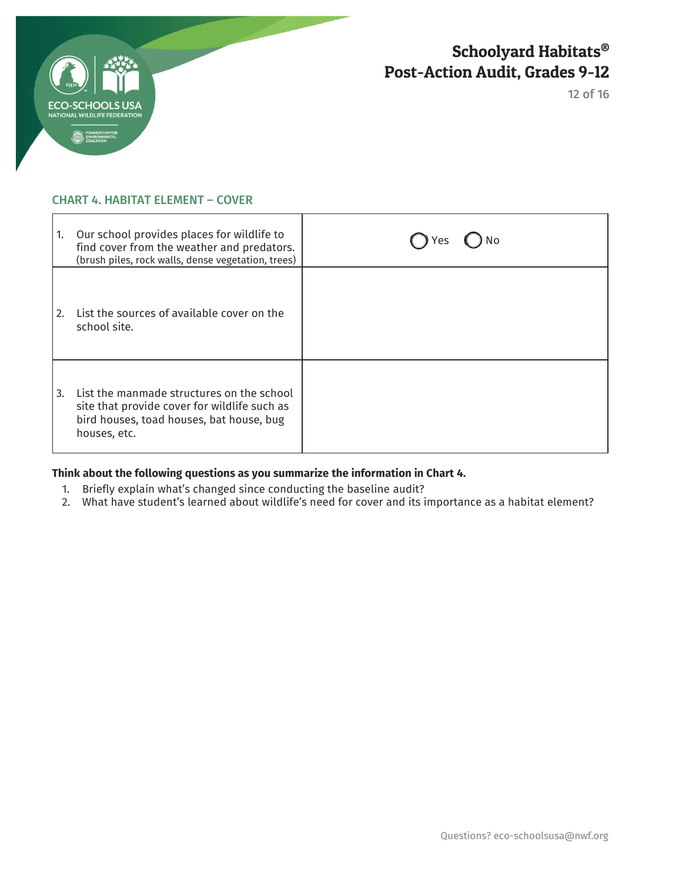## CHART 4. HABITAT ELEMENT – COVER

| | |
|---|---|
| 1. Our school provides places for wildlife to find cover from the weather and predators. (brush piles, rock walls, dense vegetation, trees) | ◯ Yes ◯ No |
| 2. List the sources of available cover on the school site. | |
| 3. List the manmade structures on the school site that provide cover for wildlife such as bird houses, toad houses, bat house, bug houses, etc. | |

**Think about the following questions as you summarize the information in Chart 4.**

1. Briefly explain what's changed since conducting the baseline audit?
2. What have student's learned about wildlife's need for cover and its importance as a habitat element?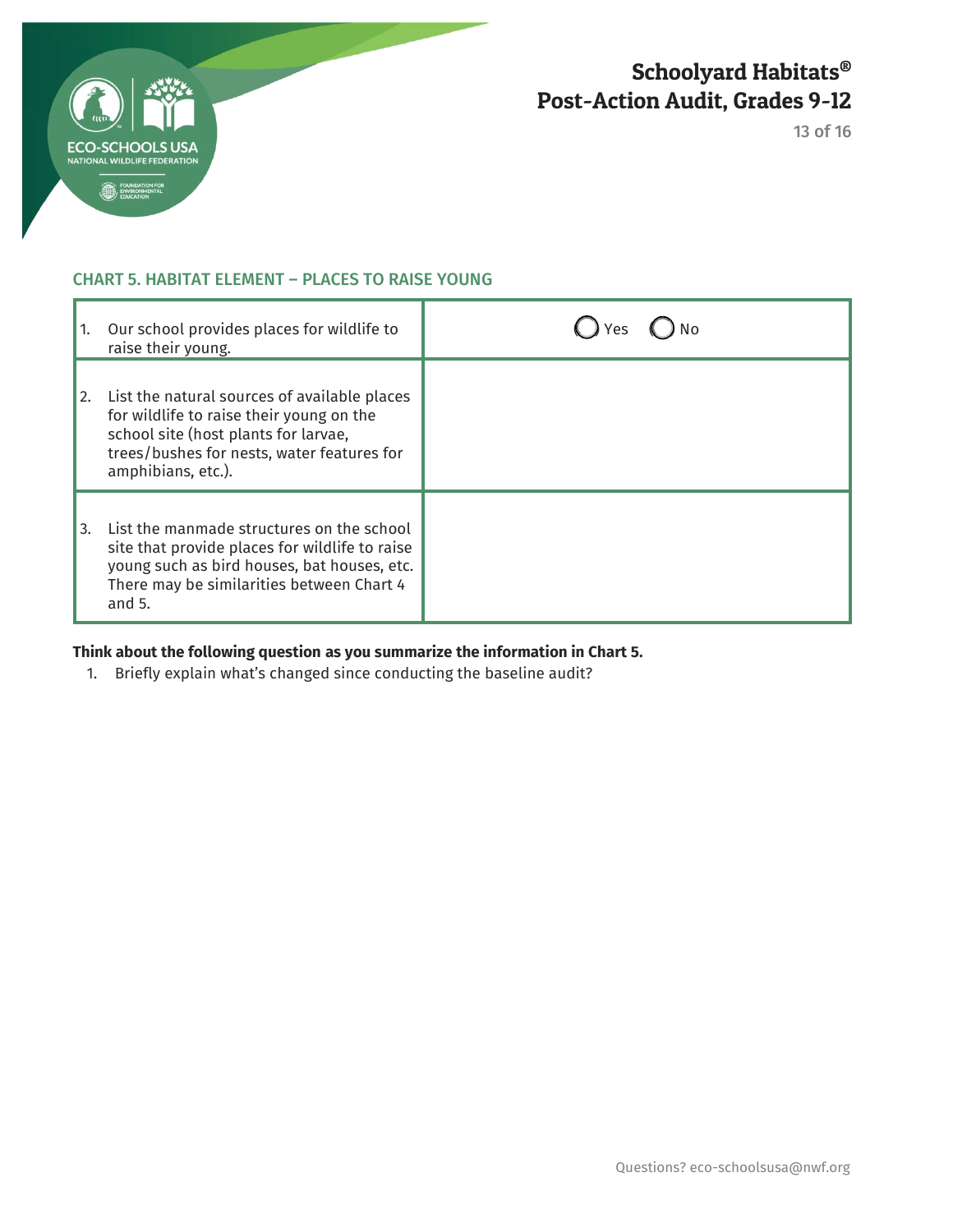## CHART 5. HABITAT ELEMENT – PLACES TO RAISE YOUNG

| | |
|---|---|
| 1. Our school provides places for wildlife to raise their young. | ◯ Yes ◯ No |
| 2. List the natural sources of available places for wildlife to raise their young on the school site (host plants for larvae, trees/bushes for nests, water features for amphibians, etc.). | |
| 3. List the manmade structures on the school site that provide places for wildlife to raise young such as bird houses, bat houses, etc. There may be similarities between Chart 4 and 5. | |

**Think about the following question as you summarize the information in Chart 5.**

1. Briefly explain what's changed since conducting the baseline audit?

Questions? eco-schoolsusa@nwf.org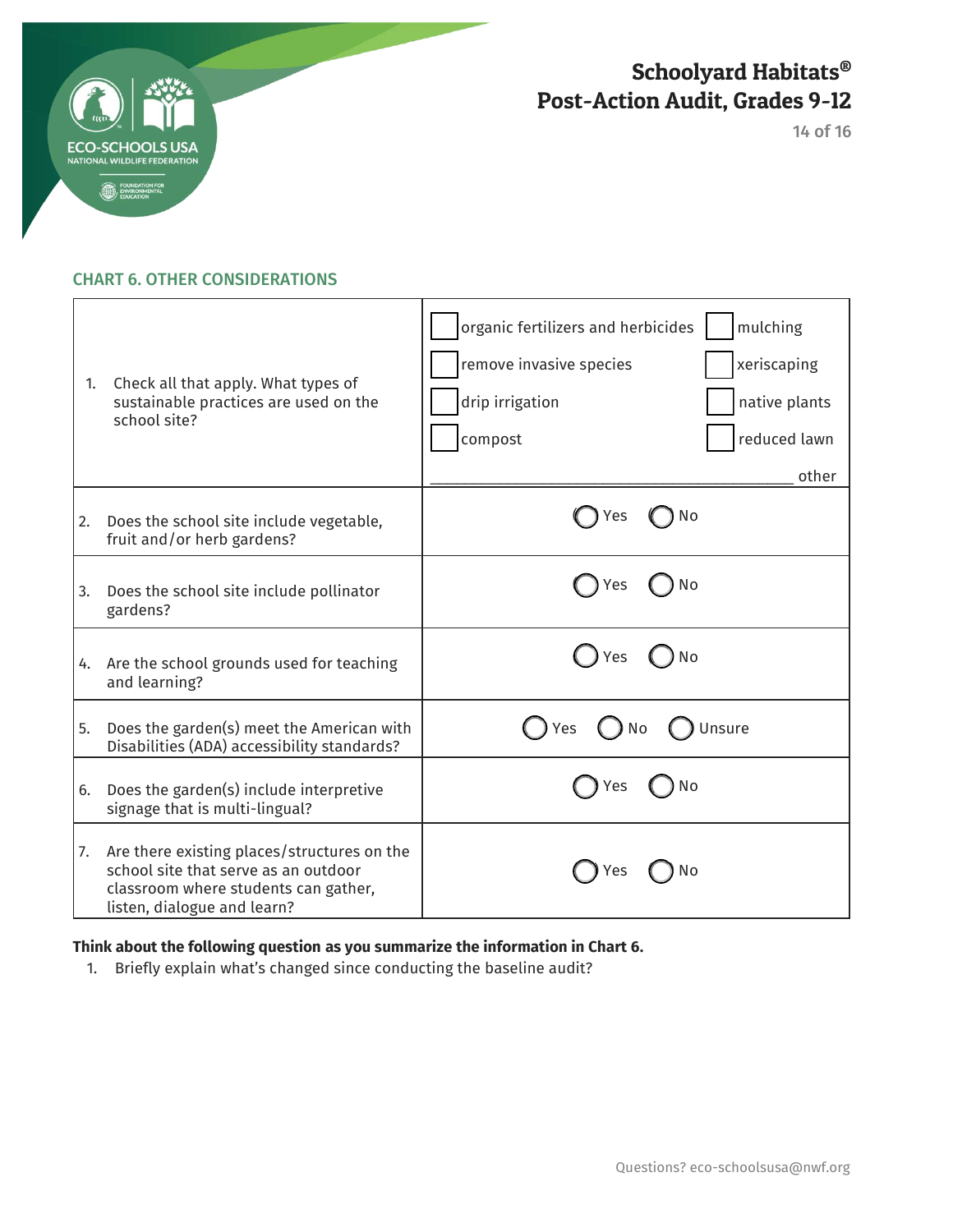## CHART 6. OTHER CONSIDERATIONS

| Question | Response |
| --- | --- |
| 1. Check all that apply. What types of sustainable practices are used on the school site? | ☐ organic fertilizers and herbicides ☐ mulching ☐ remove invasive species ☐ xeriscaping ☐ drip irrigation ☐ native plants ☐ compost ☐ reduced lawn ____________________ other |
| 2. Does the school site include vegetable, fruit and/or herb gardens? | ◯ Yes ◯ No |
| 3. Does the school site include pollinator gardens? | ◯ Yes ◯ No |
| 4. Are the school grounds used for teaching and learning? | ◯ Yes ◯ No |
| 5. Does the garden(s) meet the American with Disabilities (ADA) accessibility standards? | ◯ Yes ◯ No ◯ Unsure |
| 6. Does the garden(s) include interpretive signage that is multi-lingual? | ◯ Yes ◯ No |
| 7. Are there existing places/structures on the school site that serve as an outdoor classroom where students can gather, listen, dialogue and learn? | ◯ Yes ◯ No |

**Think about the following question as you summarize the information in Chart 6.**

1. Briefly explain what's changed since conducting the baseline audit?

Questions? eco-schoolsusa@nwf.org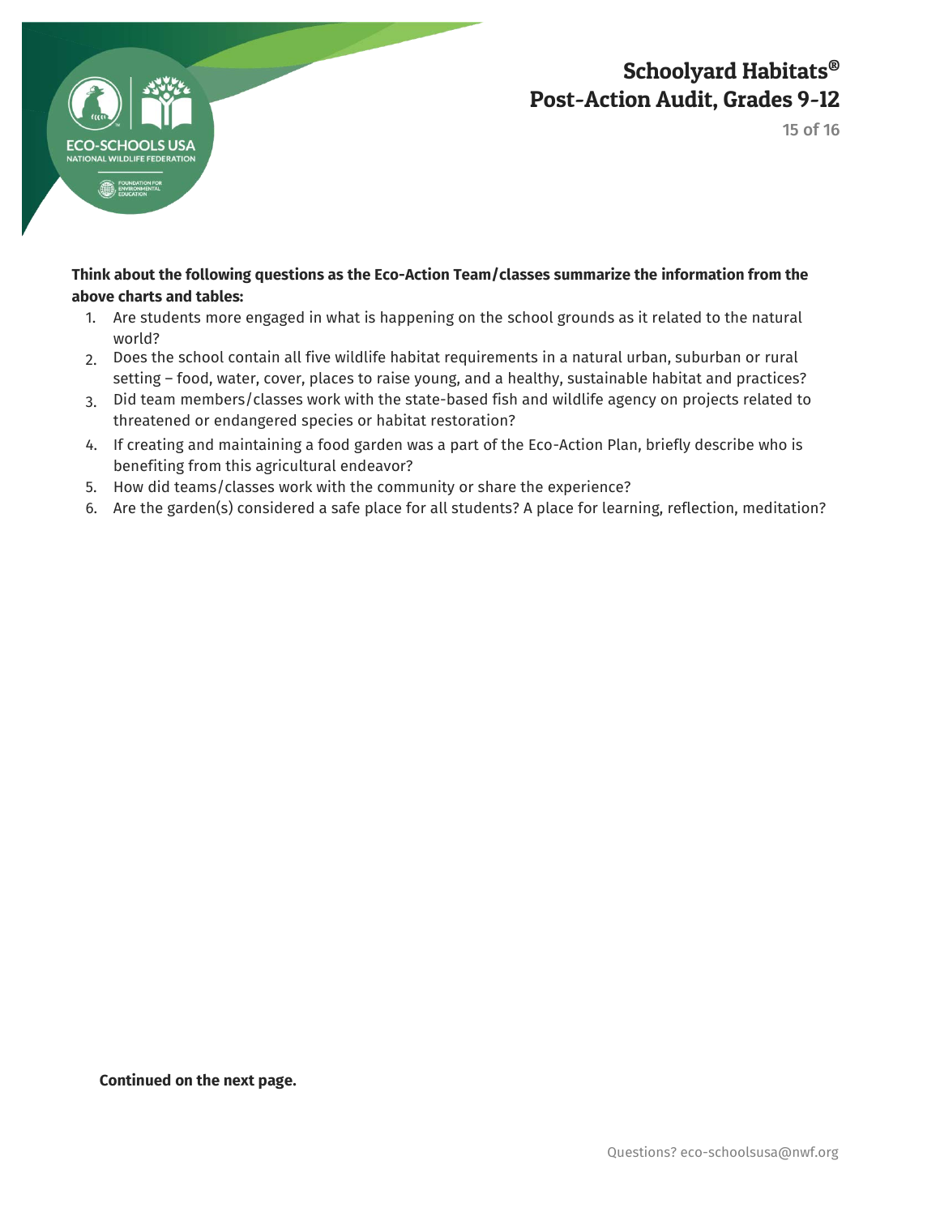**Think about the following questions as the Eco-Action Team/classes summarize the information from the above charts and tables:**

1. Are students more engaged in what is happening on the school grounds as it related to the natural world?
2. Does the school contain all five wildlife habitat requirements in a natural urban, suburban or rural setting – food, water, cover, places to raise young, and a healthy, sustainable habitat and practices?
3. Did team members/classes work with the state-based fish and wildlife agency on projects related to threatened or endangered species or habitat restoration?
4. If creating and maintaining a food garden was a part of the Eco-Action Plan, briefly describe who is benefiting from this agricultural endeavor?
5. How did teams/classes work with the community or share the experience?
6. Are the garden(s) considered a safe place for all students? A place for learning, reflection, meditation?

**Continued on the next page.**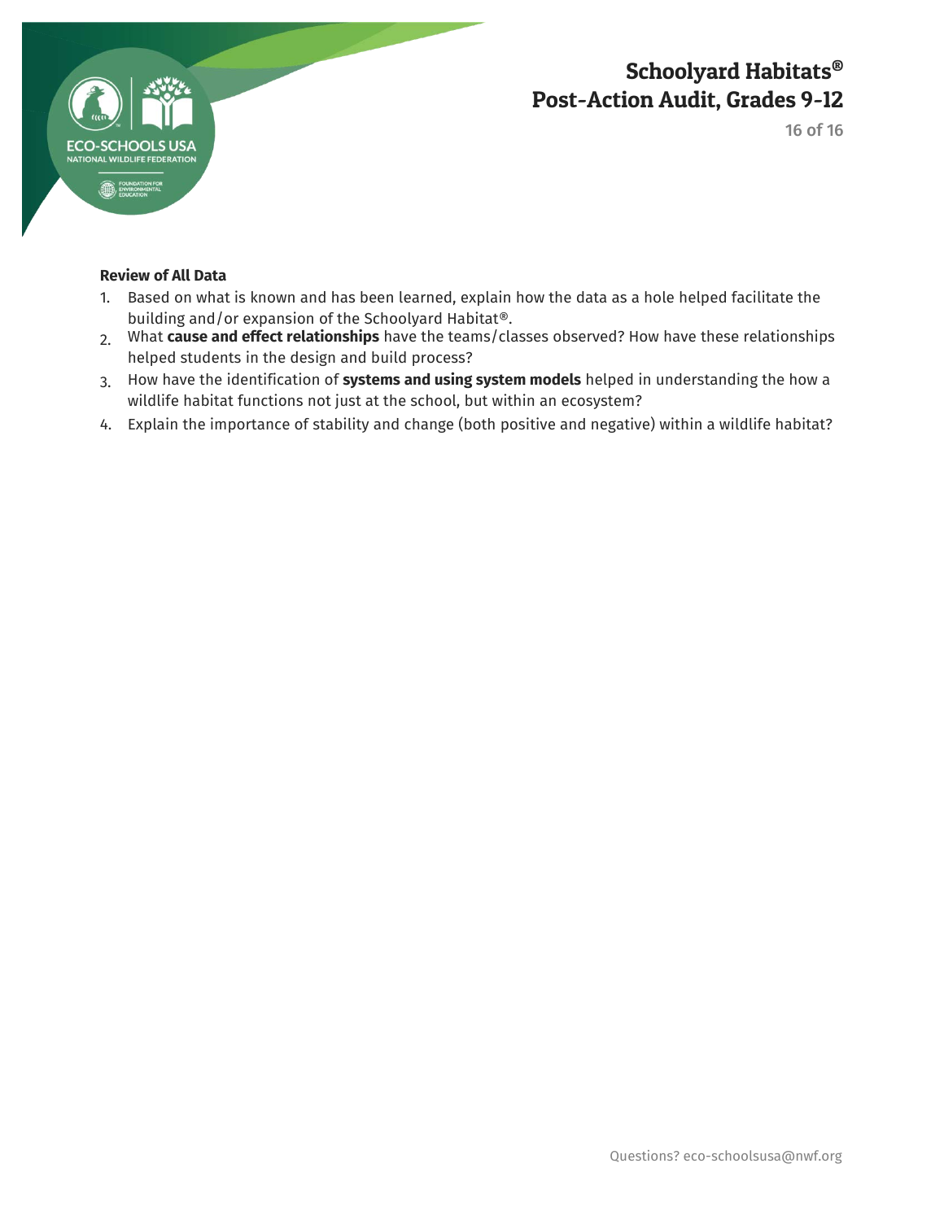**Review of All Data**

1. Based on what is known and has been learned, explain how the data as a hole helped facilitate the building and/or expansion of the Schoolyard Habitat®.
2. What **cause and effect relationships** have the teams/classes observed? How have these relationships helped students in the design and build process?
3. How have the identification of **systems and using system models** helped in understanding the how a wildlife habitat functions not just at the school, but within an ecosystem?
4. Explain the importance of stability and change (both positive and negative) within a wildlife habitat?

Questions? eco-schoolsusa@nwf.org